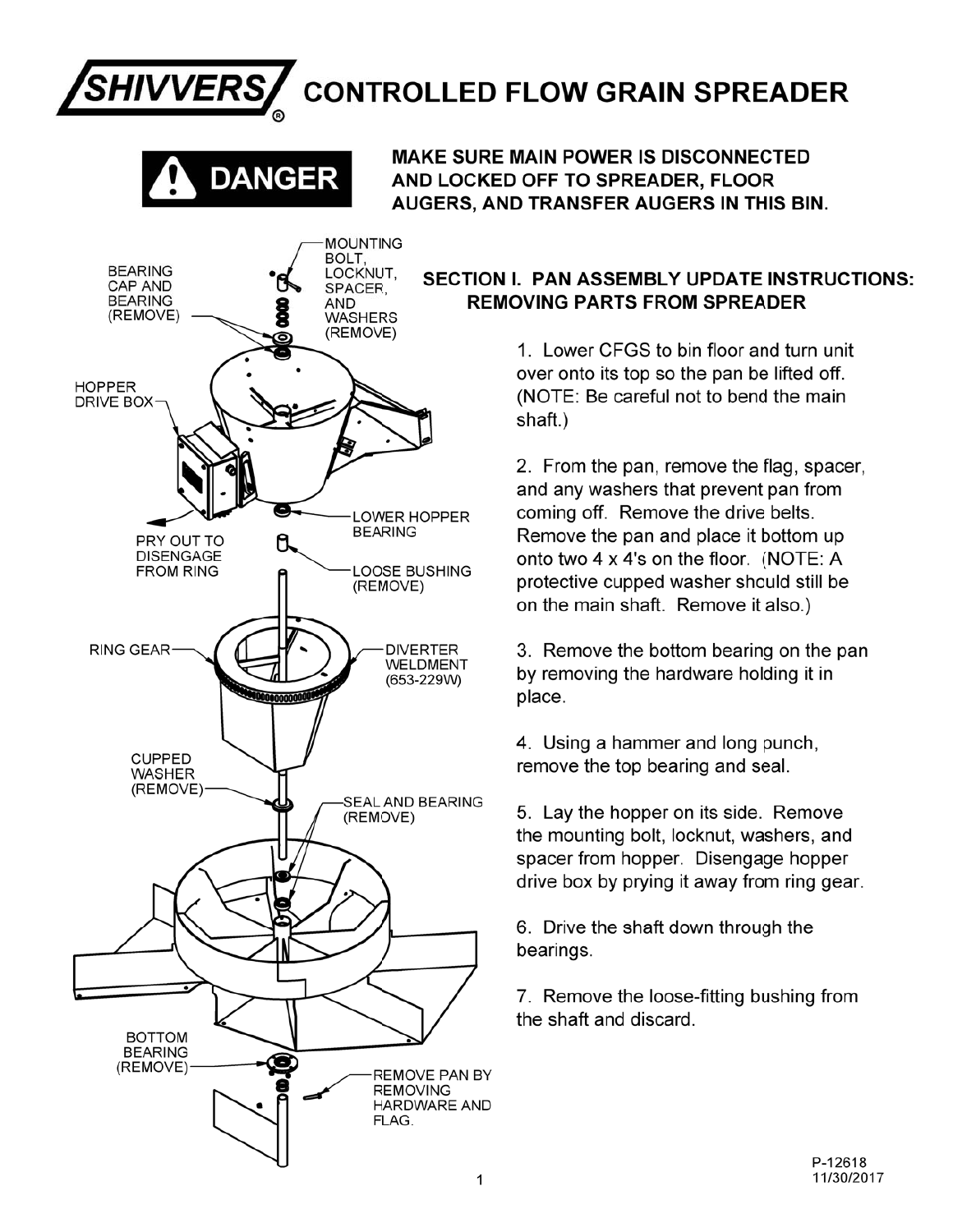# SHIVVERS® CONTROLLED FLOW GRAIN SPREADER

**⚠ DANGER**

**MAKE SURE MAIN POWER IS DISCONNECTED AND LOCKED OFF TO SPREADER, FLOOR AUGERS, AND TRANSFER AUGERS IN THIS BIN.**

BEARING CAP AND BEARING (REMOVE)

MOUNTING BOLT, LOCKNUT, SPACER, AND WASHERS (REMOVE)

HOPPER DRIVE BOX

PRY OUT TO DISENGAGE FROM RING

LOWER HOPPER BEARING

LOOSE BUSHING (REMOVE)

RING GEAR

DIVERTER WELDMENT (653-229W)

CUPPED WASHER (REMOVE)

SEAL AND BEARING (REMOVE)

BOTTOM BEARING (REMOVE)

REMOVE PAN BY REMOVING HARDWARE AND FLAG.

## SECTION I. PAN ASSEMBLY UPDATE INSTRUCTIONS: REMOVING PARTS FROM SPREADER

1. Lower CFGS to bin floor and turn unit over onto its top so the pan be lifted off. (NOTE: Be careful not to bend the main shaft.)

2. From the pan, remove the flag, spacer, and any washers that prevent pan from coming off. Remove the drive belts. Remove the pan and place it bottom up onto two 4 x 4's on the floor. (NOTE: A protective cupped washer should still be on the main shaft. Remove it also.)

3. Remove the bottom bearing on the pan by removing the hardware holding it in place.

4. Using a hammer and long punch, remove the top bearing and seal.

5. Lay the hopper on its side. Remove the mounting bolt, locknut, washers, and spacer from hopper. Disengage hopper drive box by prying it away from ring gear.

6. Drive the shaft down through the bearings.

7. Remove the loose-fitting bushing from the shaft and discard.

P-12618
11/30/2017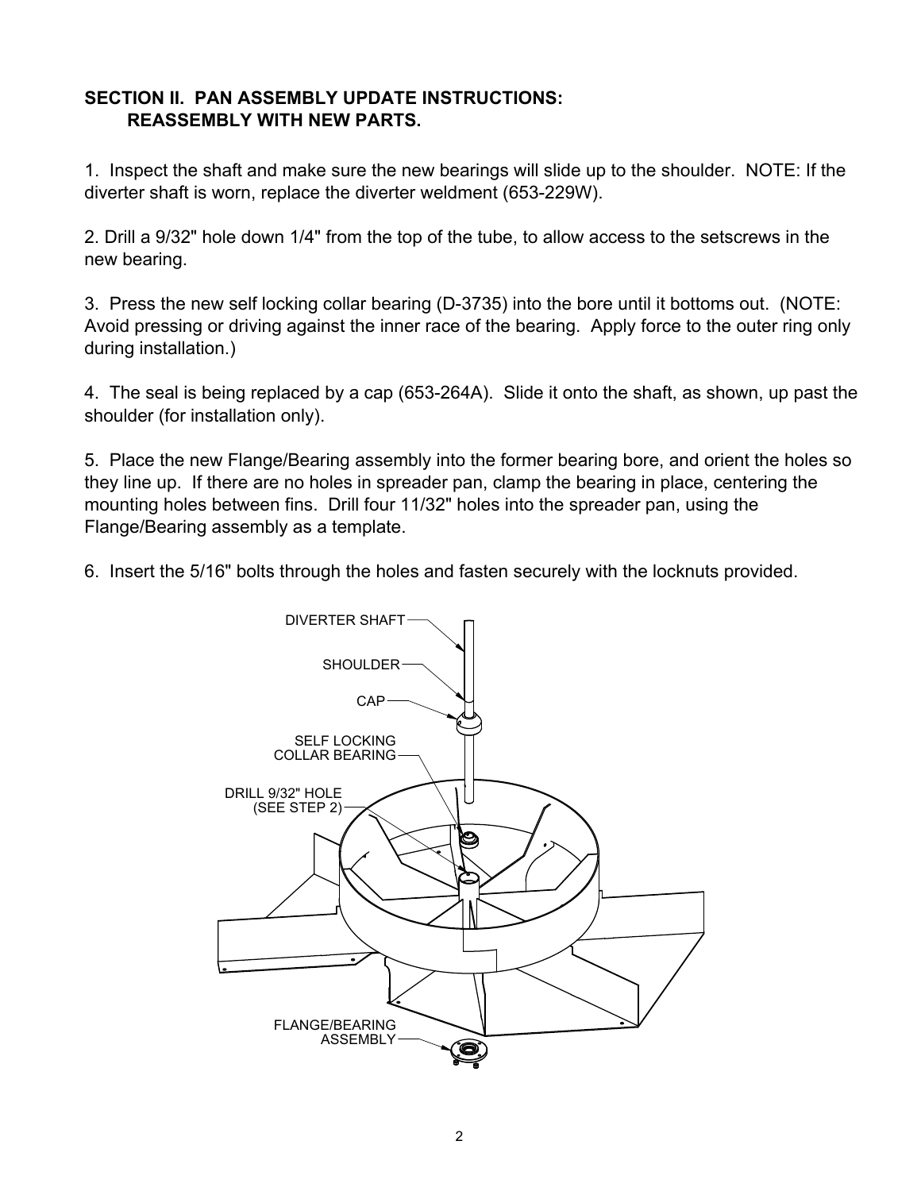**SECTION II. PAN ASSEMBLY UPDATE INSTRUCTIONS: REASSEMBLY WITH NEW PARTS.**

1. Inspect the shaft and make sure the new bearings will slide up to the shoulder. NOTE: If the diverter shaft is worn, replace the diverter weldment (653-229W).

2. Drill a 9/32" hole down 1/4" from the top of the tube, to allow access to the setscrews in the new bearing.

3. Press the new self locking collar bearing (D-3735) into the bore until it bottoms out. (NOTE: Avoid pressing or driving against the inner race of the bearing. Apply force to the outer ring only during installation.)

4. The seal is being replaced by a cap (653-264A). Slide it onto the shaft, as shown, up past the shoulder (for installation only).

5. Place the new Flange/Bearing assembly into the former bearing bore, and orient the holes so they line up. If there are no holes in spreader pan, clamp the bearing in place, centering the mounting holes between fins. Drill four 11/32" holes into the spreader pan, using the Flange/Bearing assembly as a template.

6. Insert the 5/16" bolts through the holes and fasten securely with the locknuts provided.

DIVERTER SHAFT

SHOULDER

CAP

SELF LOCKING COLLAR BEARING

DRILL 9/32" HOLE (SEE STEP 2)

FLANGE/BEARING ASSEMBLY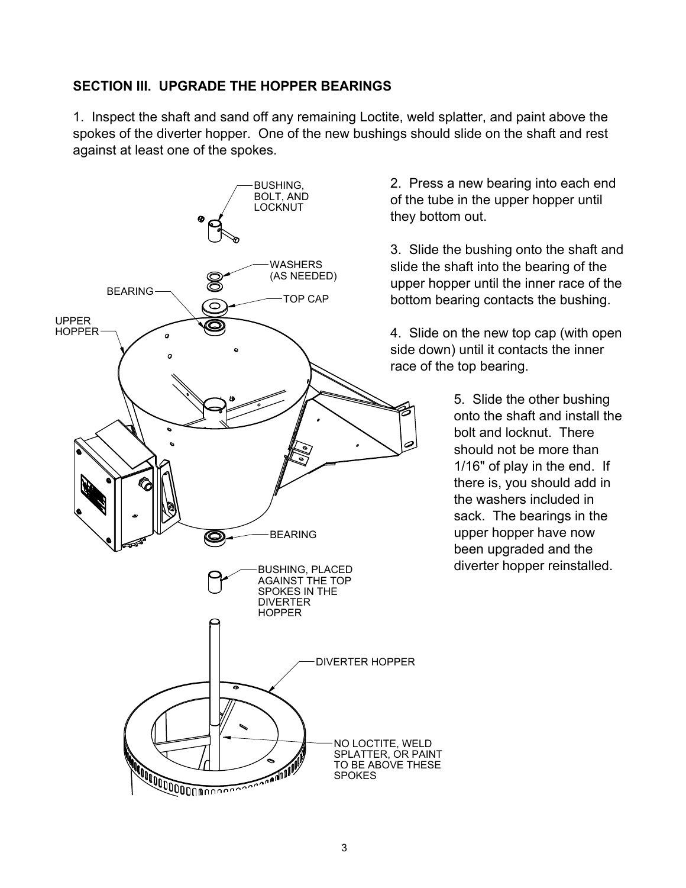### SECTION III. UPGRADE THE HOPPER BEARINGS

1. Inspect the shaft and sand off any remaining Loctite, weld splatter, and paint above the spokes of the diverter hopper. One of the new bushings should slide on the shaft and rest against at least one of the spokes.

2. Press a new bearing into each end of the tube in the upper hopper until they bottom out.

3. Slide the bushing onto the shaft and slide the shaft into the bearing of the upper hopper until the inner race of the bottom bearing contacts the bushing.

4. Slide on the new top cap (with open side down) until it contacts the inner race of the top bearing.

5. Slide the other bushing onto the shaft and install the bolt and locknut. There should not be more than 1/16" of play in the end. If there is, you should add in the washers included in sack. The bearings in the upper hopper have now been upgraded and the diverter hopper reinstalled.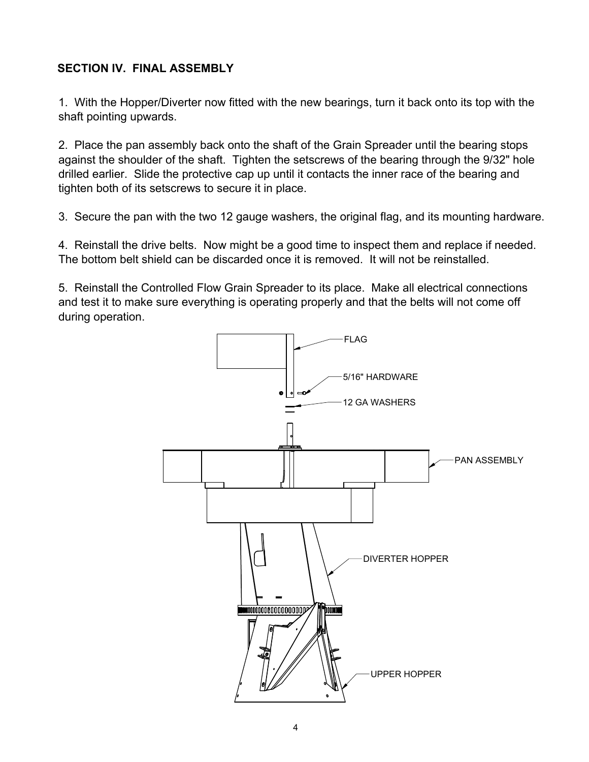## SECTION IV. FINAL ASSEMBLY

1. With the Hopper/Diverter now fitted with the new bearings, turn it back onto its top with the shaft pointing upwards.

2. Place the pan assembly back onto the shaft of the Grain Spreader until the bearing stops against the shoulder of the shaft. Tighten the setscrews of the bearing through the 9/32" hole drilled earlier. Slide the protective cap up until it contacts the inner race of the bearing and tighten both of its setscrews to secure it in place.

3. Secure the pan with the two 12 gauge washers, the original flag, and its mounting hardware.

4. Reinstall the drive belts. Now might be a good time to inspect them and replace if needed. The bottom belt shield can be discarded once it is removed. It will not be reinstalled.

5. Reinstall the Controlled Flow Grain Spreader to its place. Make all electrical connections and test it to make sure everything is operating properly and that the belts will not come off during operation.

FLAG

5/16" HARDWARE

12 GA WASHERS

PAN ASSEMBLY

DIVERTER HOPPER

UPPER HOPPER